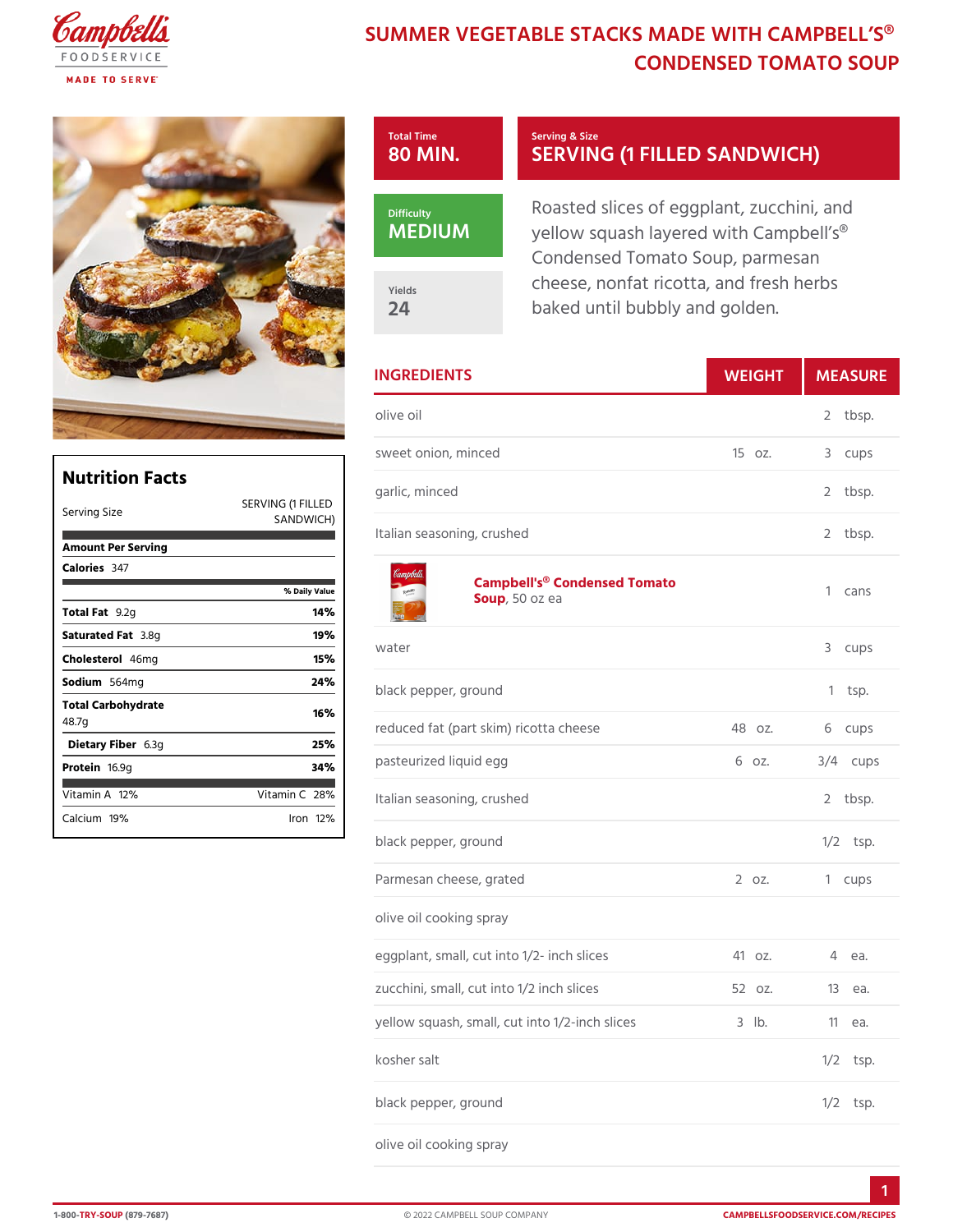# SUMMER VEGETABLE STACKS MADE WITH CAMPBELL'S® CONDENSED TOMATO SOUP

**Total Time**
80 MIN.

**Serving & Size**
SERVING (1 FILLED SANDWICH)

**Difficulty**
MEDIUM

**Yields**
24

Roasted slices of eggplant, zucchini, and yellow squash layered with Campbell's® Condensed Tomato Soup, parmesan cheese, nonfat ricotta, and fresh herbs baked until bubbly and golden.

## Nutrition Facts

| Serving Size | SERVING (1 FILLED SANDWICH) |
|---|---|
| **Amount Per Serving** | |
| **Calories** 347 | |
| | % Daily Value |
| **Total Fat** 9.2g | 14% |
| **Saturated Fat** 3.8g | 19% |
| **Cholesterol** 46mg | 15% |
| **Sodium** 564mg | 24% |
| **Total Carbohydrate** 48.7g | 16% |
| **Dietary Fiber** 6.3g | 25% |
| **Protein** 16.9g | 34% |
| Vitamin A 12% | Vitamin C 28% |
| Calcium 19% | Iron 12% |

## INGREDIENTS

| Ingredient | WEIGHT | MEASURE |
|---|---|---|
| olive oil | | 2 tbsp. |
| sweet onion, minced | 15 oz. | 3 cups |
| garlic, minced | | 2 tbsp. |
| Italian seasoning, crushed | | 2 tbsp. |
| **Campbell's® Condensed Tomato Soup**, 50 oz ea | | 1 cans |
| water | | 3 cups |
| black pepper, ground | | 1 tsp. |
| reduced fat (part skim) ricotta cheese | 48 oz. | 6 cups |
| pasteurized liquid egg | 6 oz. | 3/4 cups |
| Italian seasoning, crushed | | 2 tbsp. |
| black pepper, ground | | 1/2 tsp. |
| Parmesan cheese, grated | 2 oz. | 1 cups |
| olive oil cooking spray | | |
| eggplant, small, cut into 1/2- inch slices | 41 oz. | 4 ea. |
| zucchini, small, cut into 1/2 inch slices | 52 oz. | 13 ea. |
| yellow squash, small, cut into 1/2-inch slices | 3 lb. | 11 ea. |
| kosher salt | | 1/2 tsp. |
| black pepper, ground | | 1/2 tsp. |
| olive oil cooking spray | | |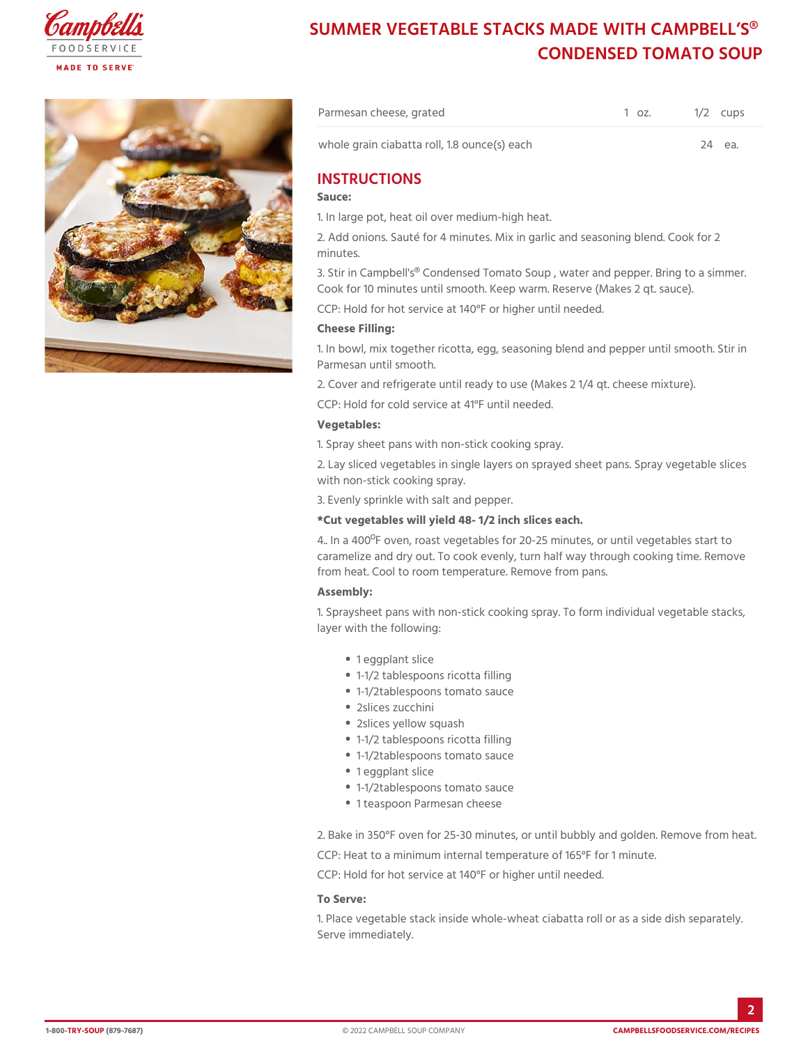| | | | | |
|---|---|---|---|---|
| Parmesan cheese, grated | 1 | oz. | 1/2 | cups |
| whole grain ciabatta roll, 1.8 ounce(s) each | | | 24 | ea. |

## INSTRUCTIONS

**Sauce:**

1. In large pot, heat oil over medium-high heat.

2. Add onions. Sauté for 4 minutes. Mix in garlic and seasoning blend. Cook for 2 minutes.

3. Stir in Campbell's® Condensed Tomato Soup , water and pepper. Bring to a simmer. Cook for 10 minutes until smooth. Keep warm. Reserve (Makes 2 qt. sauce).

CCP: Hold for hot service at 140°F or higher until needed.

**Cheese Filling:**

1. In bowl, mix together ricotta, egg, seasoning blend and pepper until smooth. Stir in Parmesan until smooth.

2. Cover and refrigerate until ready to use (Makes 2 1/4 qt. cheese mixture).

CCP: Hold for cold service at 41°F until needed.

**Vegetables:**

1. Spray sheet pans with non-stick cooking spray.

2. Lay sliced vegetables in single layers on sprayed sheet pans. Spray vegetable slices with non-stick cooking spray.

3. Evenly sprinkle with salt and pepper.

**\*Cut vegetables will yield 48- 1/2 inch slices each.**

4.. In a 400ºF oven, roast vegetables for 20-25 minutes, or until vegetables start to caramelize and dry out. To cook evenly, turn half way through cooking time. Remove from heat. Cool to room temperature. Remove from pans.

**Assembly:**

1. Spraysheet pans with non-stick cooking spray. To form individual vegetable stacks, layer with the following:

- 1 eggplant slice
- 1-1/2 tablespoons ricotta filling
- 1-1/2tablespoons tomato sauce
- 2slices zucchini
- 2slices yellow squash
- 1-1/2 tablespoons ricotta filling
- 1-1/2tablespoons tomato sauce
- 1 eggplant slice
- 1-1/2tablespoons tomato sauce
- 1 teaspoon Parmesan cheese

2. Bake in 350°F oven for 25-30 minutes, or until bubbly and golden. Remove from heat.

CCP: Heat to a minimum internal temperature of 165°F for 1 minute.

CCP: Hold for hot service at 140°F or higher until needed.

**To Serve:**

1. Place vegetable stack inside whole-wheat ciabatta roll or as a side dish separately. Serve immediately.